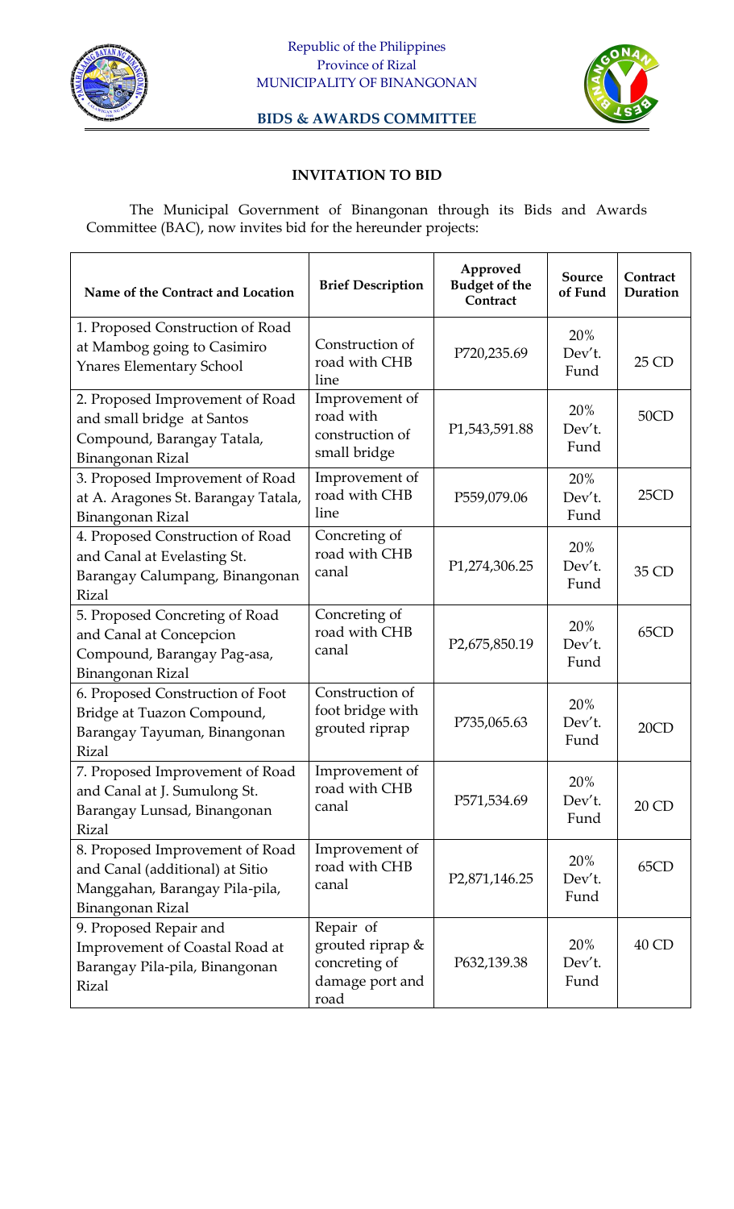Republic of the Philippines
Province of Rizal
MUNICIPALITY OF BINANGONAN

**BIDS & AWARDS COMMITTEE**

## INVITATION TO BID

The Municipal Government of Binangonan through its Bids and Awards Committee (BAC), now invites bid for the hereunder projects:

| Name of the Contract and Location | Brief Description | Approved Budget of the Contract | Source of Fund | Contract Duration |
|---|---|---|---|---|
| 1. Proposed Construction of Road at Mambog going to Casimiro Ynares Elementary School | Construction of road with CHB line | P720,235.69 | 20% Dev't. Fund | 25 CD |
| 2. Proposed Improvement of Road and small bridge at Santos Compound, Barangay Tatala, Binangonan Rizal | Improvement of road with construction of small bridge | P1,543,591.88 | 20% Dev't. Fund | 50CD |
| 3. Proposed Improvement of Road at A. Aragones St. Barangay Tatala, Binangonan Rizal | Improvement of road with CHB line | P559,079.06 | 20% Dev't. Fund | 25CD |
| 4. Proposed Construction of Road and Canal at Evelasting St. Barangay Calumpang, Binangonan Rizal | Concreting of road with CHB canal | P1,274,306.25 | 20% Dev't. Fund | 35 CD |
| 5. Proposed Concreting of Road and Canal at Concepcion Compound, Barangay Pag-asa, Binangonan Rizal | Concreting of road with CHB canal | P2,675,850.19 | 20% Dev't. Fund | 65CD |
| 6. Proposed Construction of Foot Bridge at Tuazon Compound, Barangay Tayuman, Binangonan Rizal | Construction of foot bridge with grouted riprap | P735,065.63 | 20% Dev't. Fund | 20CD |
| 7. Proposed Improvement of Road and Canal at J. Sumulong St. Barangay Lunsad, Binangonan Rizal | Improvement of road with CHB canal | P571,534.69 | 20% Dev't. Fund | 20 CD |
| 8. Proposed Improvement of Road and Canal (additional) at Sitio Manggahan, Barangay Pila-pila, Binangonan Rizal | Improvement of road with CHB canal | P2,871,146.25 | 20% Dev't. Fund | 65CD |
| 9. Proposed Repair and Improvement of Coastal Road at Barangay Pila-pila, Binangonan Rizal | Repair of grouted riprap & concreting of damage port and road | P632,139.38 | 20% Dev't. Fund | 40 CD |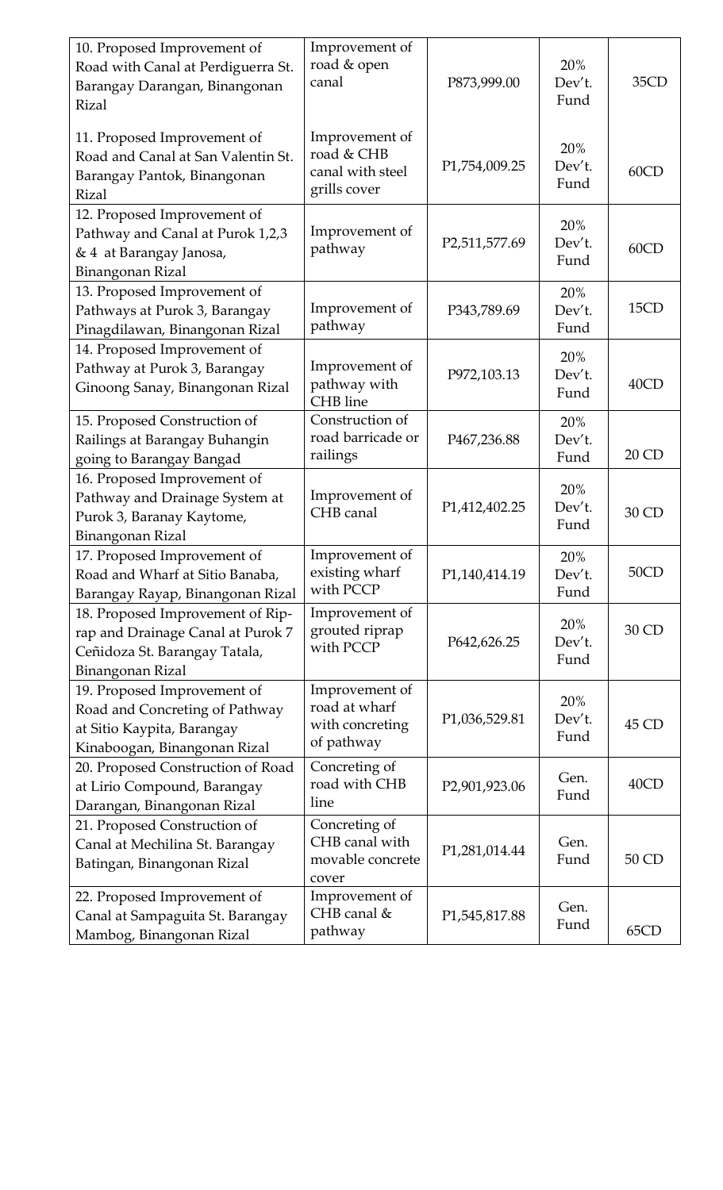| | | | | |
|---|---|---|---|---|
| 10. Proposed Improvement of Road with Canal at Perdiguerra St. Barangay Darangan, Binangonan Rizal | Improvement of road & open canal | P873,999.00 | 20% Dev't. Fund | 35CD |
| 11. Proposed Improvement of Road and Canal at San Valentin St. Barangay Pantok, Binangonan Rizal | Improvement of road & CHB canal with steel grills cover | P1,754,009.25 | 20% Dev't. Fund | 60CD |
| 12. Proposed Improvement of Pathway and Canal at Purok 1,2,3 & 4 at Barangay Janosa, Binangonan Rizal | Improvement of pathway | P2,511,577.69 | 20% Dev't. Fund | 60CD |
| 13. Proposed Improvement of Pathways at Purok 3, Barangay Pinagdilawan, Binangonan Rizal | Improvement of pathway | P343,789.69 | 20% Dev't. Fund | 15CD |
| 14. Proposed Improvement of Pathway at Purok 3, Barangay Ginoong Sanay, Binangonan Rizal | Improvement of pathway with CHB line | P972,103.13 | 20% Dev't. Fund | 40CD |
| 15. Proposed Construction of Railings at Barangay Buhangin going to Barangay Bangad | Construction of road barricade or railings | P467,236.88 | 20% Dev't. Fund | 20 CD |
| 16. Proposed Improvement of Pathway and Drainage System at Purok 3, Baranay Kaytome, Binangonan Rizal | Improvement of CHB canal | P1,412,402.25 | 20% Dev't. Fund | 30 CD |
| 17. Proposed Improvement of Road and Wharf at Sitio Banaba, Barangay Rayap, Binangonan Rizal | Improvement of existing wharf with PCCP | P1,140,414.19 | 20% Dev't. Fund | 50CD |
| 18. Proposed Improvement of Rip-rap and Drainage Canal at Purok 7 Ceñidoza St. Barangay Tatala, Binangonan Rizal | Improvement of grouted riprap with PCCP | P642,626.25 | 20% Dev't. Fund | 30 CD |
| 19. Proposed Improvement of Road and Concreting of Pathway at Sitio Kaypita, Barangay Kinaboogan, Binangonan Rizal | Improvement of road at wharf with concreting of pathway | P1,036,529.81 | 20% Dev't. Fund | 45 CD |
| 20. Proposed Construction of Road at Lirio Compound, Barangay Darangan, Binangonan Rizal | Concreting of road with CHB line | P2,901,923.06 | Gen. Fund | 40CD |
| 21. Proposed Construction of Canal at Mechilina St. Barangay Batingan, Binangonan Rizal | Concreting of CHB canal with movable concrete cover | P1,281,014.44 | Gen. Fund | 50 CD |
| 22. Proposed Improvement of Canal at Sampaguita St. Barangay Mambog, Binangonan Rizal | Improvement of CHB canal & pathway | P1,545,817.88 | Gen. Fund | 65CD |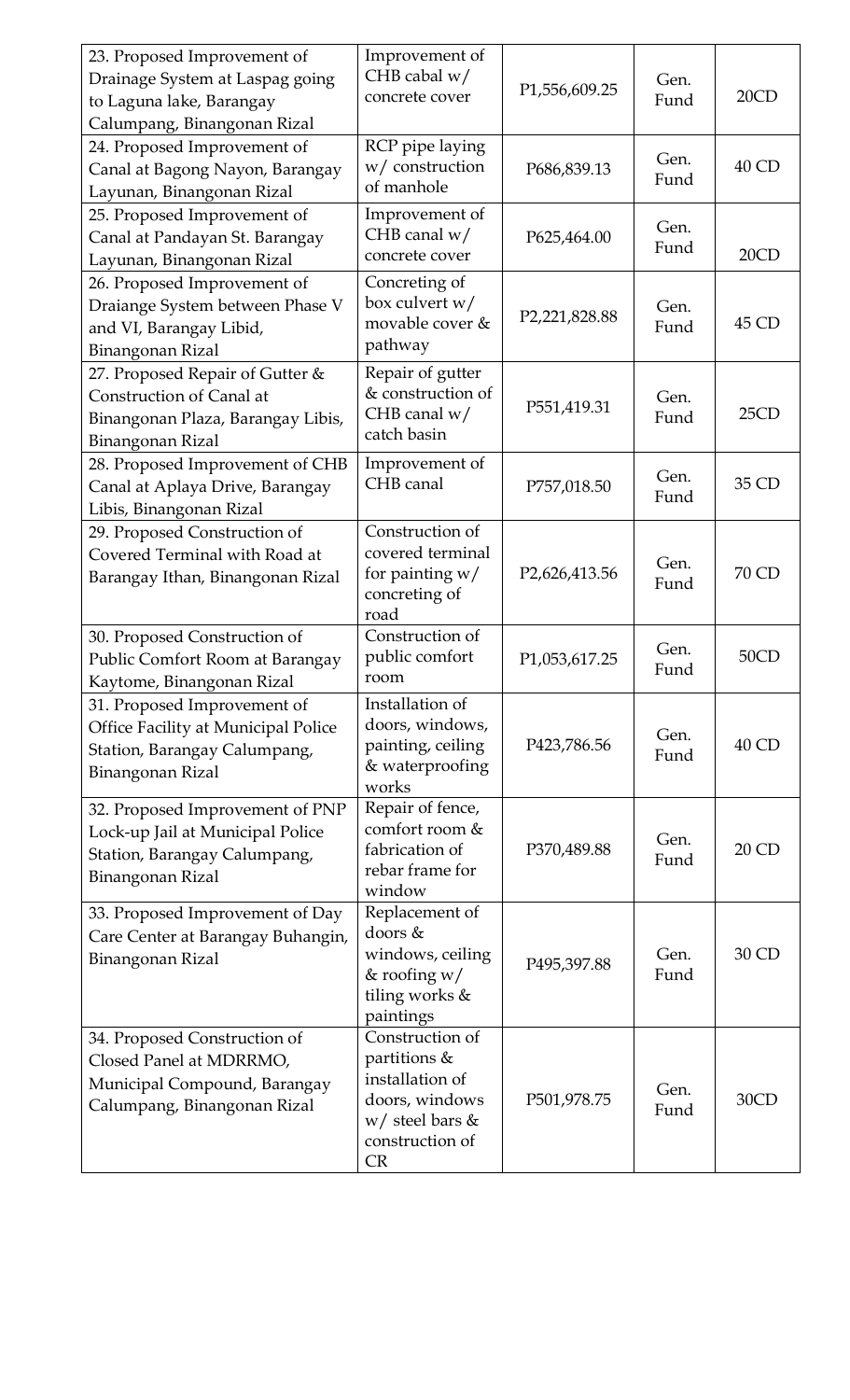| | | | | |
|---|---|---|---|---|
| 23. Proposed Improvement of Drainage System at Laspag going to Laguna lake, Barangay Calumpang, Binangonan Rizal | Improvement of CHB cabal w/ concrete cover | P1,556,609.25 | Gen. Fund | 20CD |
| 24. Proposed Improvement of Canal at Bagong Nayon, Barangay Layunan, Binangonan Rizal | RCP pipe laying w/ construction of manhole | P686,839.13 | Gen. Fund | 40 CD |
| 25. Proposed Improvement of Canal at Pandayan St. Barangay Layunan, Binangonan Rizal | Improvement of CHB canal w/ concrete cover | P625,464.00 | Gen. Fund | 20CD |
| 26. Proposed Improvement of Draiange System between Phase V and VI, Barangay Libid, Binangonan Rizal | Concreting of box culvert w/ movable cover & pathway | P2,221,828.88 | Gen. Fund | 45 CD |
| 27. Proposed Repair of Gutter & Construction of Canal at Binangonan Plaza, Barangay Libis, Binangonan Rizal | Repair of gutter & construction of CHB canal w/ catch basin | P551,419.31 | Gen. Fund | 25CD |
| 28. Proposed Improvement of CHB Canal at Aplaya Drive, Barangay Libis, Binangonan Rizal | Improvement of CHB canal | P757,018.50 | Gen. Fund | 35 CD |
| 29. Proposed Construction of Covered Terminal with Road at Barangay Ithan, Binangonan Rizal | Construction of covered terminal for painting w/ concreting of road | P2,626,413.56 | Gen. Fund | 70 CD |
| 30. Proposed Construction of Public Comfort Room at Barangay Kaytome, Binangonan Rizal | Construction of public comfort room | P1,053,617.25 | Gen. Fund | 50CD |
| 31. Proposed Improvement of Office Facility at Municipal Police Station, Barangay Calumpang, Binangonan Rizal | Installation of doors, windows, painting, ceiling & waterproofing works | P423,786.56 | Gen. Fund | 40 CD |
| 32. Proposed Improvement of PNP Lock-up Jail at Municipal Police Station, Barangay Calumpang, Binangonan Rizal | Repair of fence, comfort room & fabrication of rebar frame for window | P370,489.88 | Gen. Fund | 20 CD |
| 33. Proposed Improvement of Day Care Center at Barangay Buhangin, Binangonan Rizal | Replacement of doors & windows, ceiling & roofing w/ tiling works & paintings | P495,397.88 | Gen. Fund | 30 CD |
| 34. Proposed Construction of Closed Panel at MDRRMO, Municipal Compound, Barangay Calumpang, Binangonan Rizal | Construction of partitions & installation of doors, windows w/ steel bars & construction of CR | P501,978.75 | Gen. Fund | 30CD |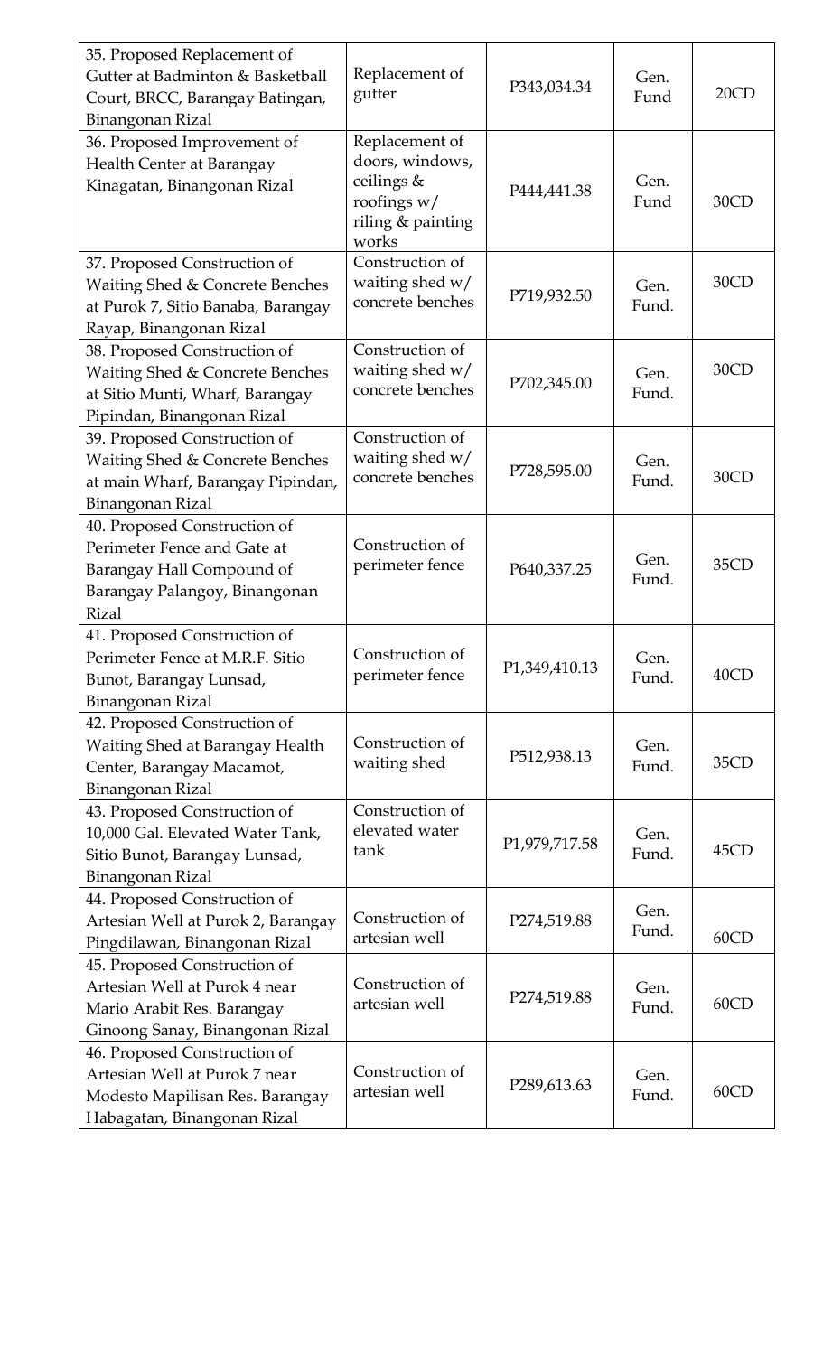| 35. Proposed Replacement of Gutter at Badminton & Basketball Court, BRCC, Barangay Batingan, Binangonan Rizal | Replacement of gutter | P343,034.34 | Gen. Fund | 20CD |
|---|---|---|---|---|
| 36. Proposed Improvement of Health Center at Barangay Kinagatan, Binangonan Rizal | Replacement of doors, windows, ceilings & roofings w/ riling & painting works | P444,441.38 | Gen. Fund | 30CD |
| 37. Proposed Construction of Waiting Shed & Concrete Benches at Purok 7, Sitio Banaba, Barangay Rayap, Binangonan Rizal | Construction of waiting shed w/ concrete benches | P719,932.50 | Gen. Fund. | 30CD |
| 38. Proposed Construction of Waiting Shed & Concrete Benches at Sitio Munti, Wharf, Barangay Pipindan, Binangonan Rizal | Construction of waiting shed w/ concrete benches | P702,345.00 | Gen. Fund. | 30CD |
| 39. Proposed Construction of Waiting Shed & Concrete Benches at main Wharf, Barangay Pipindan, Binangonan Rizal | Construction of waiting shed w/ concrete benches | P728,595.00 | Gen. Fund. | 30CD |
| 40. Proposed Construction of Perimeter Fence and Gate at Barangay Hall Compound of Barangay Palangoy, Binangonan Rizal | Construction of perimeter fence | P640,337.25 | Gen. Fund. | 35CD |
| 41. Proposed Construction of Perimeter Fence at M.R.F. Sitio Bunot, Barangay Lunsad, Binangonan Rizal | Construction of perimeter fence | P1,349,410.13 | Gen. Fund. | 40CD |
| 42. Proposed Construction of Waiting Shed at Barangay Health Center, Barangay Macamot, Binangonan Rizal | Construction of waiting shed | P512,938.13 | Gen. Fund. | 35CD |
| 43. Proposed Construction of 10,000 Gal. Elevated Water Tank, Sitio Bunot, Barangay Lunsad, Binangonan Rizal | Construction of elevated water tank | P1,979,717.58 | Gen. Fund. | 45CD |
| 44. Proposed Construction of Artesian Well at Purok 2, Barangay Pingdilawan, Binangonan Rizal | Construction of artesian well | P274,519.88 | Gen. Fund. | 60CD |
| 45. Proposed Construction of Artesian Well at Purok 4 near Mario Arabit Res. Barangay Ginoong Sanay, Binangonan Rizal | Construction of artesian well | P274,519.88 | Gen. Fund. | 60CD |
| 46. Proposed Construction of Artesian Well at Purok 7 near Modesto Mapilisan Res. Barangay Habagatan, Binangonan Rizal | Construction of artesian well | P289,613.63 | Gen. Fund. | 60CD |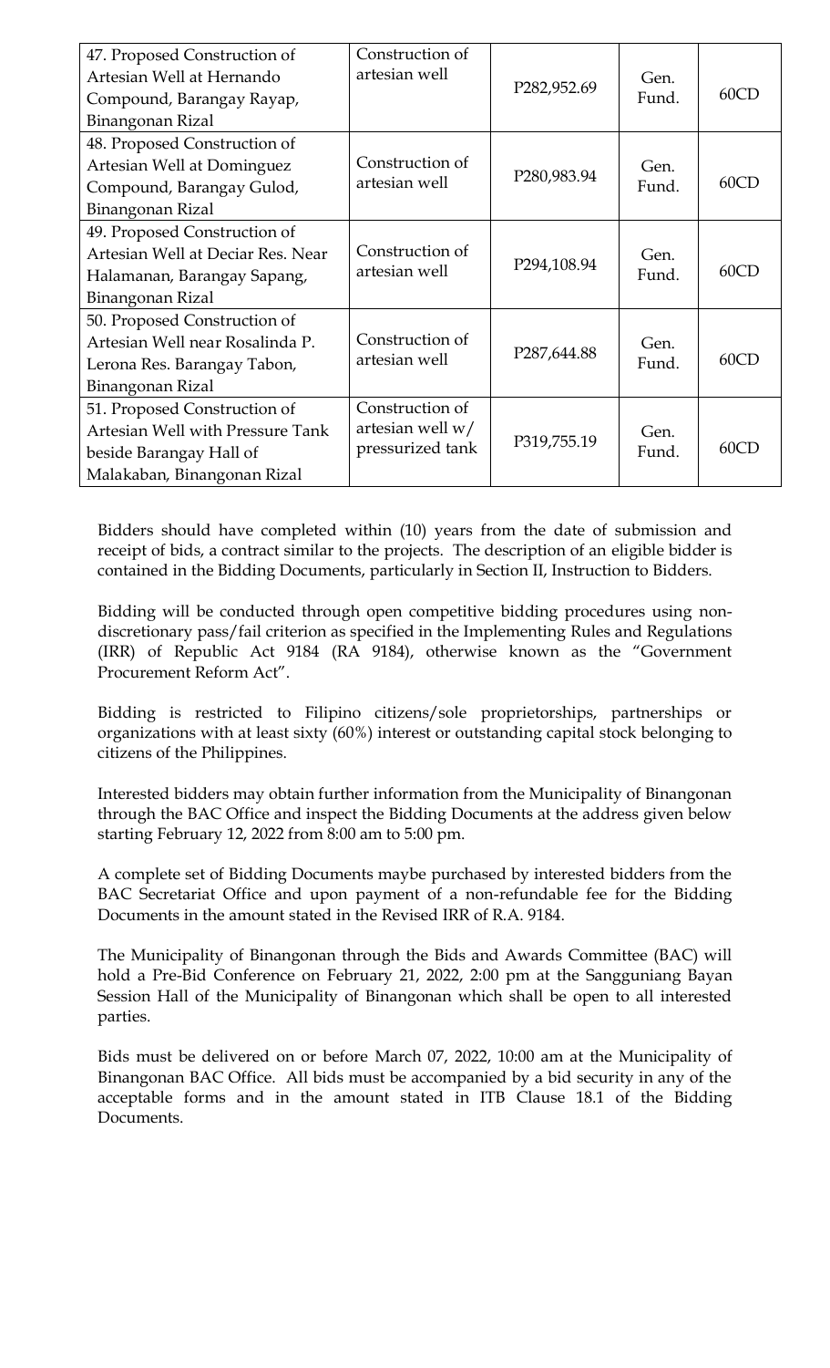| 47. Proposed Construction of Artesian Well at Hernando Compound, Barangay Rayap, Binangonan Rizal | Construction of artesian well | P282,952.69 | Gen. Fund. | 60CD |
|---|---|---|---|---|
| 48. Proposed Construction of Artesian Well at Dominguez Compound, Barangay Gulod, Binangonan Rizal | Construction of artesian well | P280,983.94 | Gen. Fund. | 60CD |
| 49. Proposed Construction of Artesian Well at Deciar Res. Near Halamanan, Barangay Sapang, Binangonan Rizal | Construction of artesian well | P294,108.94 | Gen. Fund. | 60CD |
| 50. Proposed Construction of Artesian Well near Rosalinda P. Lerona Res. Barangay Tabon, Binangonan Rizal | Construction of artesian well | P287,644.88 | Gen. Fund. | 60CD |
| 51. Proposed Construction of Artesian Well with Pressure Tank beside Barangay Hall of Malakaban, Binangonan Rizal | Construction of artesian well w/ pressurized tank | P319,755.19 | Gen. Fund. | 60CD |

Bidders should have completed within (10) years from the date of submission and receipt of bids, a contract similar to the projects. The description of an eligible bidder is contained in the Bidding Documents, particularly in Section II, Instruction to Bidders.

Bidding will be conducted through open competitive bidding procedures using non-discretionary pass/fail criterion as specified in the Implementing Rules and Regulations (IRR) of Republic Act 9184 (RA 9184), otherwise known as the "Government Procurement Reform Act".

Bidding is restricted to Filipino citizens/sole proprietorships, partnerships or organizations with at least sixty (60%) interest or outstanding capital stock belonging to citizens of the Philippines.

Interested bidders may obtain further information from the Municipality of Binangonan through the BAC Office and inspect the Bidding Documents at the address given below starting February 12, 2022 from 8:00 am to 5:00 pm.

A complete set of Bidding Documents maybe purchased by interested bidders from the BAC Secretariat Office and upon payment of a non-refundable fee for the Bidding Documents in the amount stated in the Revised IRR of R.A. 9184.

The Municipality of Binangonan through the Bids and Awards Committee (BAC) will hold a Pre-Bid Conference on February 21, 2022, 2:00 pm at the Sangguniang Bayan Session Hall of the Municipality of Binangonan which shall be open to all interested parties.

Bids must be delivered on or before March 07, 2022, 10:00 am at the Municipality of Binangonan BAC Office. All bids must be accompanied by a bid security in any of the acceptable forms and in the amount stated in ITB Clause 18.1 of the Bidding Documents.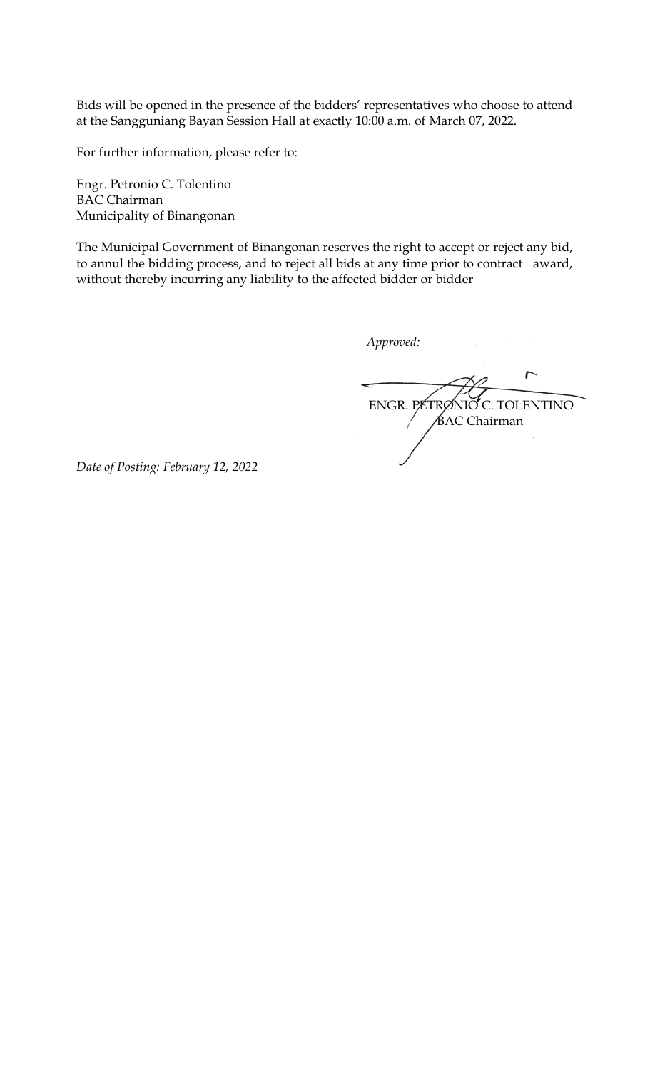Bids will be opened in the presence of the bidders' representatives who choose to attend at the Sangguniang Bayan Session Hall at exactly 10:00 a.m. of March 07, 2022.

For further information, please refer to:

Engr. Petronio C. Tolentino
BAC Chairman
Municipality of Binangonan

The Municipal Government of Binangonan reserves the right to accept or reject any bid, to annul the bidding process, and to reject all bids at any time prior to contract award, without thereby incurring any liability to the affected bidder or bidder

*Approved:*

ENGR. PETRONIO C. TOLENTINO
BAC Chairman

*Date of Posting: February 12, 2022*